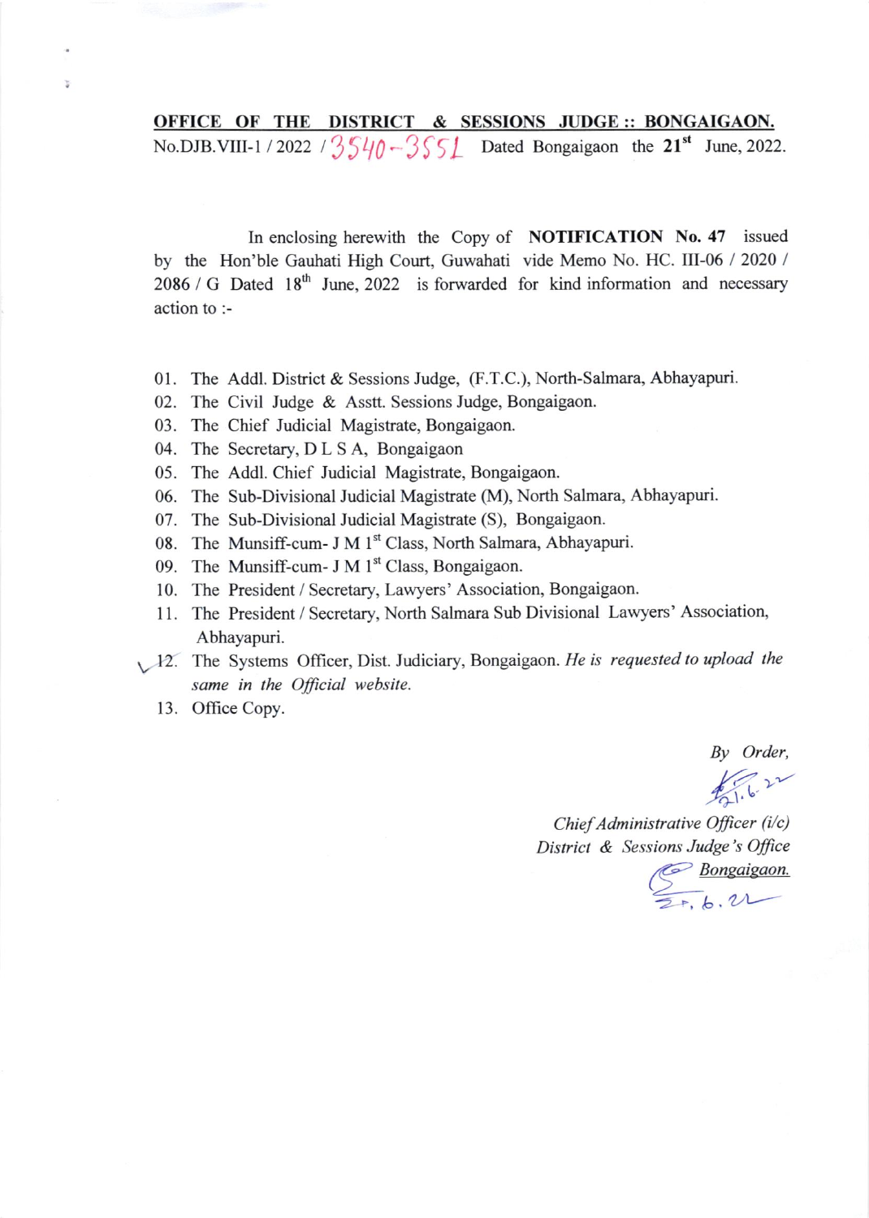**OFFICE OF THE DISTRICT & SESSIONS JUDGE :: BONGAIGAON.**

No.DJB.VIII-1 / 2022 / 3540-3551 Dated Bongaigaon the **21st** June, 2022.

In enclosing herewith the Copy of **NOTIFICATION No. 47** issued by the Hon'ble Gauhati High Court, Guwahati vide Memo No. HC. III-06 / 2020 / 2086 / G Dated 18th June, 2022 is forwarded for kind information and necessary action to :-

01. The Addl. District & Sessions Judge, (F.T.C.), North-Salmara, Abhayapuri.
02. The Civil Judge & Asstt. Sessions Judge, Bongaigaon.
03. The Chief Judicial Magistrate, Bongaigaon.
04. The Secretary, D L S A, Bongaigaon
05. The Addl. Chief Judicial Magistrate, Bongaigaon.
06. The Sub-Divisional Judicial Magistrate (M), North Salmara, Abhayapuri.
07. The Sub-Divisional Judicial Magistrate (S), Bongaigaon.
08. The Munsiff-cum- J M 1st Class, North Salmara, Abhayapuri.
09. The Munsiff-cum- J M 1st Class, Bongaigaon.
10. The President / Secretary, Lawyers' Association, Bongaigaon.
11. The President / Secretary, North Salmara Sub Divisional Lawyers' Association, Abhayapuri.
12. The Systems Officer, Dist. Judiciary, Bongaigaon. *He is requested to upload the same in the Official website.*
13. Office Copy.

*By Order,*

21.6.22

*Chief Administrative Officer (i/c)*
*District & Sessions Judge's Office*
*Bongaigaon.*

21.6.22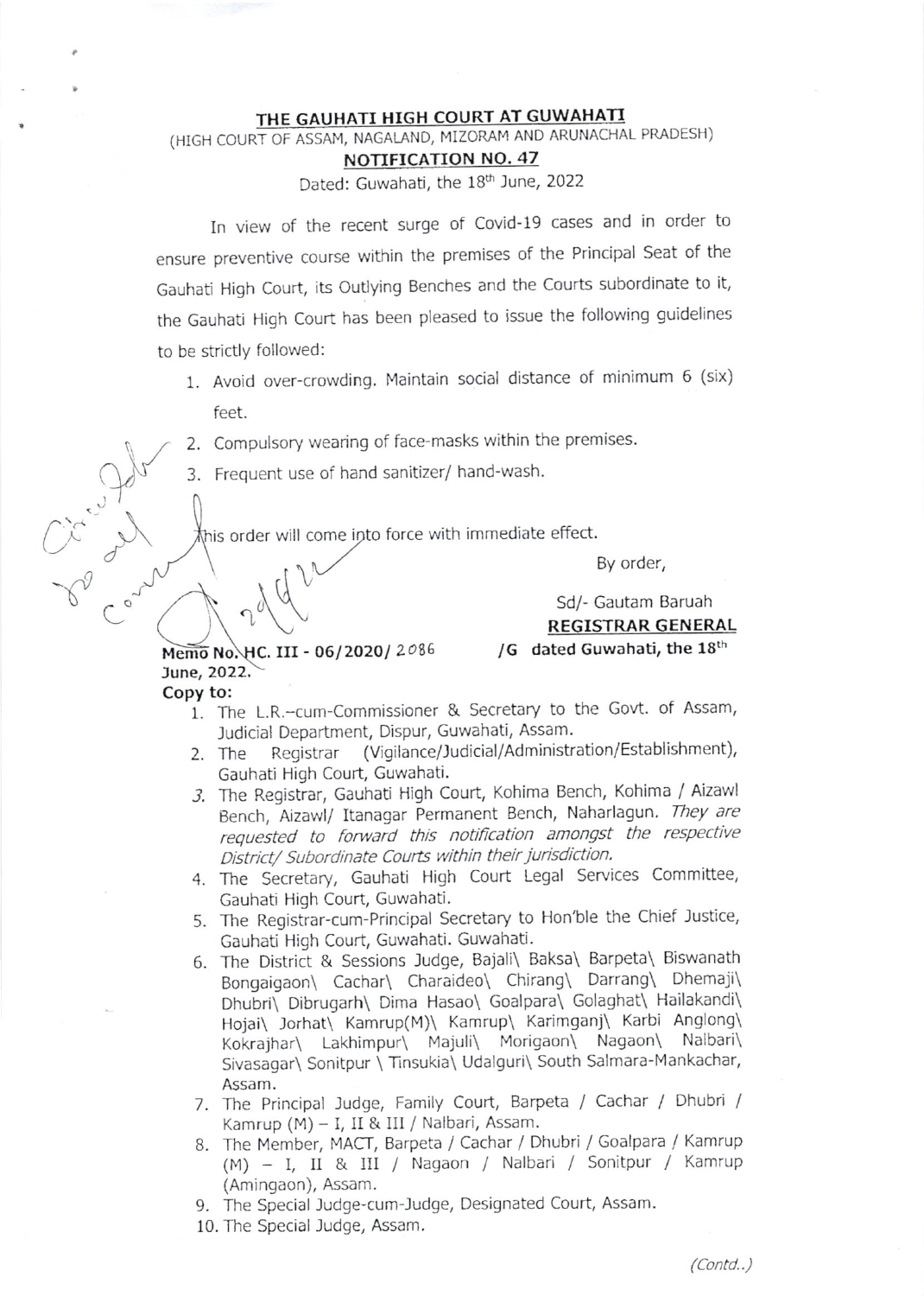# THE GAUHATI HIGH COURT AT GUWAHATI

(HIGH COURT OF ASSAM, NAGALAND, MIZORAM AND ARUNACHAL PRADESH)

**NOTIFICATION NO. 47**

Dated: Guwahati, the 18th June, 2022

In view of the recent surge of Covid-19 cases and in order to ensure preventive course within the premises of the Principal Seat of the Gauhati High Court, its Outlying Benches and the Courts subordinate to it, the Gauhati High Court has been pleased to issue the following guidelines to be strictly followed:

1. Avoid over-crowding. Maintain social distance of minimum 6 (six) feet.
2. Compulsory wearing of face-masks within the premises.
3. Frequent use of hand sanitizer/ hand-wash.

This order will come into force with immediate effect.

By order,

Sd/- Gautam Baruah

**REGISTRAR GENERAL**

**Memo No. HC. III - 06/2020/ 2086 /G dated Guwahati, the 18th June, 2022.**

**Copy to:**

1. The L.R.–cum-Commissioner & Secretary to the Govt. of Assam, Judicial Department, Dispur, Guwahati, Assam.
2. The Registrar (Vigilance/Judicial/Administration/Establishment), Gauhati High Court, Guwahati.
3. The Registrar, Gauhati High Court, Kohima Bench, Kohima / Aizawl Bench, Aizawl/ Itanagar Permanent Bench, Naharlagun. *They are requested to forward this notification amongst the respective District/ Subordinate Courts within their jurisdiction.*
4. The Secretary, Gauhati High Court Legal Services Committee, Gauhati High Court, Guwahati.
5. The Registrar-cum-Principal Secretary to Hon'ble the Chief Justice, Gauhati High Court, Guwahati. Guwahati.
6. The District & Sessions Judge, Bajali\ Baksa\ Barpeta\ Biswanath Bongaigaon\ Cachar\ Charaideo\ Chirang\ Darrang\ Dhemaji\ Dhubri\ Dibrugarh\ Dima Hasao\ Goalpara\ Golaghat\ Hailakandi\ Hojai\ Jorhat\ Kamrup(M)\ Kamrup\ Karimganj\ Karbi Anglong\ Kokrajhar\ Lakhimpur\ Majuli\ Morigaon\ Nagaon\ Nalbari\ Sivasagar\ Sonitpur \ Tinsukia\ Udalguri\ South Salmara-Mankachar, Assam.
7. The Principal Judge, Family Court, Barpeta / Cachar / Dhubri / Kamrup (M) – I, II & III / Nalbari, Assam.
8. The Member, MACT, Barpeta / Cachar / Dhubri / Goalpara / Kamrup (M) – I, II & III / Nagaon / Nalbari / Sonitpur / Kamrup (Amingaon), Assam.
9. The Special Judge-cum-Judge, Designated Court, Assam.
10. The Special Judge, Assam.

*(Contd..)*